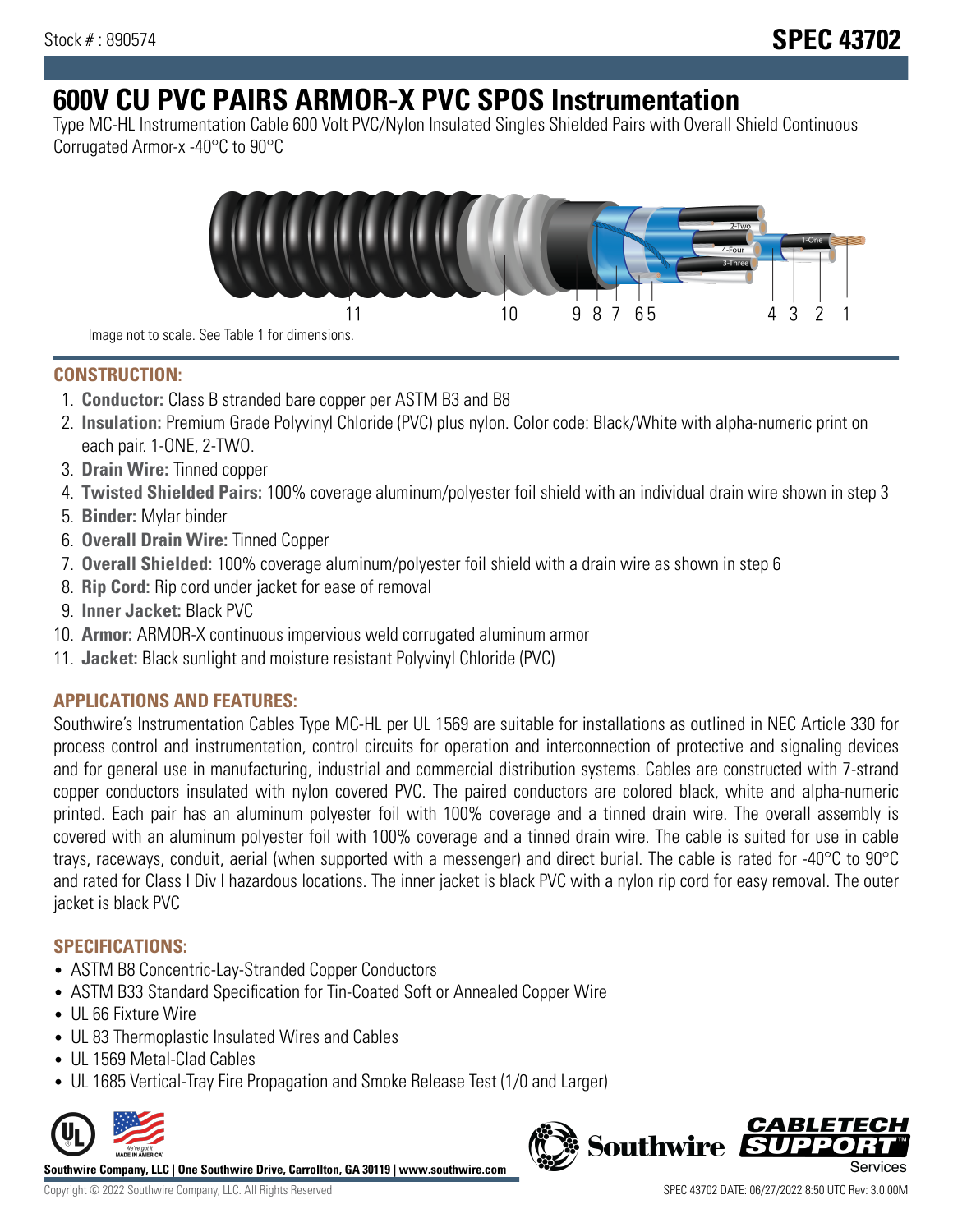Stock # : 890574

# SPEC 43702

# 600V CU PVC PAIRS ARMOR-X PVC SPOS Instrumentation

Type MC-HL Instrumentation Cable 600 Volt PVC/Nylon Insulated Singles Shielded Pairs with Overall Shield Continuous Corrugated Armor-x -40°C to 90°C

Image not to scale. See Table 1 for dimensions.

## CONSTRUCTION:

1. **Conductor:** Class B stranded bare copper per ASTM B3 and B8
2. **Insulation:** Premium Grade Polyvinyl Chloride (PVC) plus nylon. Color code: Black/White with alpha-numeric print on each pair. 1-ONE, 2-TWO.
3. **Drain Wire:** Tinned copper
4. **Twisted Shielded Pairs:** 100% coverage aluminum/polyester foil shield with an individual drain wire shown in step 3
5. **Binder:** Mylar binder
6. **Overall Drain Wire:** Tinned Copper
7. **Overall Shielded:** 100% coverage aluminum/polyester foil shield with a drain wire as shown in step 6
8. **Rip Cord:** Rip cord under jacket for ease of removal
9. **Inner Jacket:** Black PVC
10. **Armor:** ARMOR-X continuous impervious weld corrugated aluminum armor
11. **Jacket:** Black sunlight and moisture resistant Polyvinyl Chloride (PVC)

## APPLICATIONS AND FEATURES:

Southwire's Instrumentation Cables Type MC-HL per UL 1569 are suitable for installations as outlined in NEC Article 330 for process control and instrumentation, control circuits for operation and interconnection of protective and signaling devices and for general use in manufacturing, industrial and commercial distribution systems. Cables are constructed with 7-strand copper conductors insulated with nylon covered PVC. The paired conductors are colored black, white and alpha-numeric printed. Each pair has an aluminum polyester foil with 100% coverage and a tinned drain wire. The overall assembly is covered with an aluminum polyester foil with 100% coverage and a tinned drain wire. The cable is suited for use in cable trays, raceways, conduit, aerial (when supported with a messenger) and direct burial. The cable is rated for -40°C to 90°C and rated for Class I Div I hazardous locations. The inner jacket is black PVC with a nylon rip cord for easy removal. The outer jacket is black PVC

## SPECIFICATIONS:

- ASTM B8 Concentric-Lay-Stranded Copper Conductors
- ASTM B33 Standard Specification for Tin-Coated Soft or Annealed Copper Wire
- UL 66 Fixture Wire
- UL 83 Thermoplastic Insulated Wires and Cables
- UL 1569 Metal-Clad Cables
- UL 1685 Vertical-Tray Fire Propagation and Smoke Release Test (1/0 and Larger)

**Southwire Company, LLC | One Southwire Drive, Carrollton, GA 30119 | www.southwire.com**

Copyright © 2022 Southwire Company, LLC. All Rights Reserved

SPEC 43702 DATE: 06/27/2022 8:50 UTC Rev: 3.0.00M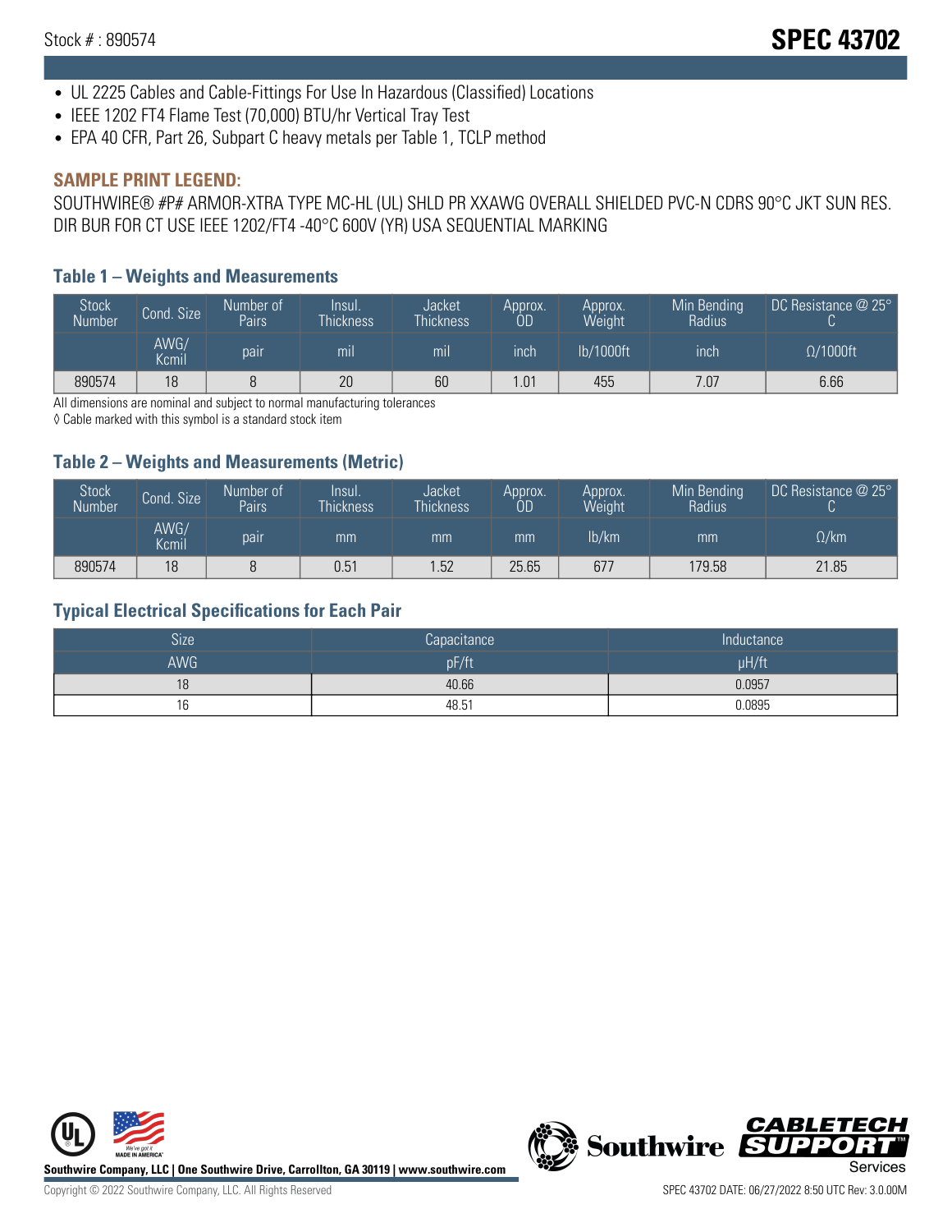- UL 2225 Cables and Cable-Fittings For Use In Hazardous (Classified) Locations
- IEEE 1202 FT4 Flame Test (70,000) BTU/hr Vertical Tray Test
- EPA 40 CFR, Part 26, Subpart C heavy metals per Table 1, TCLP method

### SAMPLE PRINT LEGEND:

SOUTHWIRE® #P# ARMOR-XTRA TYPE MC-HL (UL) SHLD PR XXAWG OVERALL SHIELDED PVC-N CDRS 90°C JKT SUN RES. DIR BUR FOR CT USE IEEE 1202/FT4 -40°C 600V (YR) USA SEQUENTIAL MARKING

### Table 1 – Weights and Measurements

| Stock Number | Cond. Size | Number of Pairs | Insul. Thickness | Jacket Thickness | Approx. OD | Approx. Weight | Min Bending Radius | DC Resistance @ 25° C |
|---|---|---|---|---|---|---|---|---|
| | AWG/ Kcmil | pair | mil | mil | inch | lb/1000ft | inch | Ω/1000ft |
| 890574 | 18 | 8 | 20 | 60 | 1.01 | 455 | 7.07 | 6.66 |

All dimensions are nominal and subject to normal manufacturing tolerances

◊ Cable marked with this symbol is a standard stock item

### Table 2 – Weights and Measurements (Metric)

| Stock Number | Cond. Size | Number of Pairs | Insul. Thickness | Jacket Thickness | Approx. OD | Approx. Weight | Min Bending Radius | DC Resistance @ 25° C |
|---|---|---|---|---|---|---|---|---|
| | AWG/ Kcmil | pair | mm | mm | mm | lb/km | mm | Ω/km |
| 890574 | 18 | 8 | 0.51 | 1.52 | 25.65 | 677 | 179.58 | 21.85 |

### Typical Electrical Specifications for Each Pair

| Size | Capacitance | Inductance |
|---|---|---|
| AWG | pF/ft | μH/ft |
| 18 | 40.66 | 0.0957 |
| 16 | 48.51 | 0.0895 |

Southwire Company, LLC | One Southwire Drive, Carrollton, GA 30119 | www.southwire.com

Copyright © 2022 Southwire Company, LLC. All Rights Reserved

SPEC 43702 DATE: 06/27/2022 8:50 UTC Rev: 3.0.00M